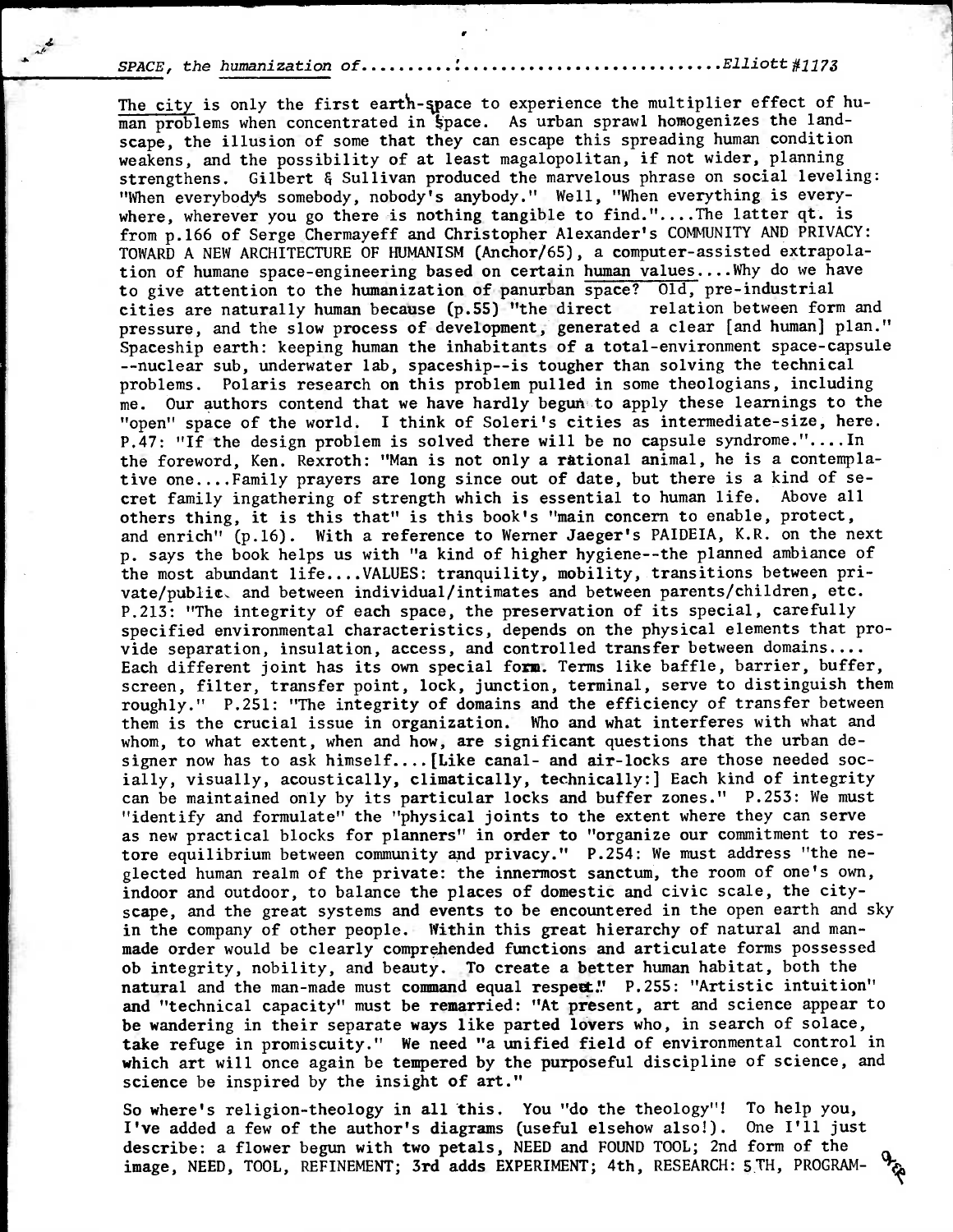*SPACE, the humanization of*..........................................*Elliott #1173*

The city is only the first earth-space to experience the multiplier effect of human problems when concentrated in space. As urban sprawl homogenizes the landscape, the illusion of some that they can escape this spreading human condition weakens, and the possibility of at least magalopolitan, if not wider, planning strengthens. Gilbert & Sullivan produced the marvelous phrase on social leveling: "When everybody's somebody, nobody's anybody." Well, "When everything is everywhere, wherever you go there is nothing tangible to find."....The latter qt. is from p.166 of Serge Chermayeff and Christopher Alexander's COMMUNITY AND PRIVACY: TOWARD A NEW ARCHITECTURE OF HUMANISM (Anchor/65), a computer-assisted extrapolation of humane space-engineering based on certain human values....Why do we have to give attention to the humanization of panurban space? Old, pre-industrial cities are naturally human because (p.55) "the direct relation between form and pressure, and the slow process of development, generated a clear [and human] plan." Spaceship earth: keeping human the inhabitants of a total-environment space-capsule --nuclear sub, underwater lab, spaceship--is tougher than solving the technical problems. Polaris research on this problem pulled in some theologians, including me. Our authors contend that we have hardly begun to apply these learnings to the "open" space of the world. I think of Soleri's cities as intermediate-size, here. P.47: "If the design problem is solved there will be no capsule syndrome."....In the foreword, Ken. Rexroth: "Man is not only a rational animal, he is a contemplative one....Family prayers are long since out of date, but there is a kind of secret family ingathering of strength which is essential to human life. Above all others thing, it is this that" is this book's "main concern to enable, protect, and enrich" (p.16). With a reference to Werner Jaeger's PAIDEIA, K.R. on the next p. says the book helps us with "a kind of higher hygiene--the planned ambiance of the most abundant life....VALUES: tranquility, mobility, transitions between private/public, and between individual/intimates and between parents/children, etc. P.213: "The integrity of each space, the preservation of its special, carefully specified environmental characteristics, depends on the physical elements that provide separation, insulation, access, and controlled transfer between domains.... Each different joint has its own special form. Terms like baffle, barrier, buffer, screen, filter, transfer point, lock, junction, terminal, serve to distinguish them roughly." P.251: "The integrity of domains and the efficiency of transfer between them is the crucial issue in organization. Who and what interferes with what and whom, to what extent, when and how, are significant questions that the urban designer now has to ask himself....[Like canal- and air-locks are those needed socially, visually, acoustically, climatically, technically:] Each kind of integrity can be maintained only by its particular locks and buffer zones." P.253: We must "identify and formulate" the "physical joints to the extent where they can serve as new practical blocks for planners" in order to "organize our commitment to restore equilibrium between community and privacy." P.254: We must address "the neglected human realm of the private: the innermost sanctum, the room of one's own, indoor and outdoor, to balance the places of domestic and civic scale, the cityscape, and the great systems and events to be encountered in the open earth and sky in the company of other people. Within this great hierarchy of natural and man-made order would be clearly comprehended functions and articulate forms possessed ob integrity, nobility, and beauty. To create a better human habitat, both the natural and the man-made must command equal respect." P.255: "Artistic intuition" and "technical capacity" must be remarried: "At present, art and science appear to be wandering in their separate ways like parted lovers who, in search of solace, take refuge in promiscuity." We need "a unified field of environmental control in which art will once again be tempered by the purposeful discipline of science, and science be inspired by the insight of art."

So where's religion-theology in all this. You "do the theology"! To help you, I've added a few of the author's diagrams (useful elsehow also!). One I'll just describe: a flower begun with two petals, NEED and FOUND TOOL; 2nd form of the image, NEED, TOOL, REFINEMENT; 3rd adds EXPERIMENT; 4th, RESEARCH: 5TH, PROGRAM-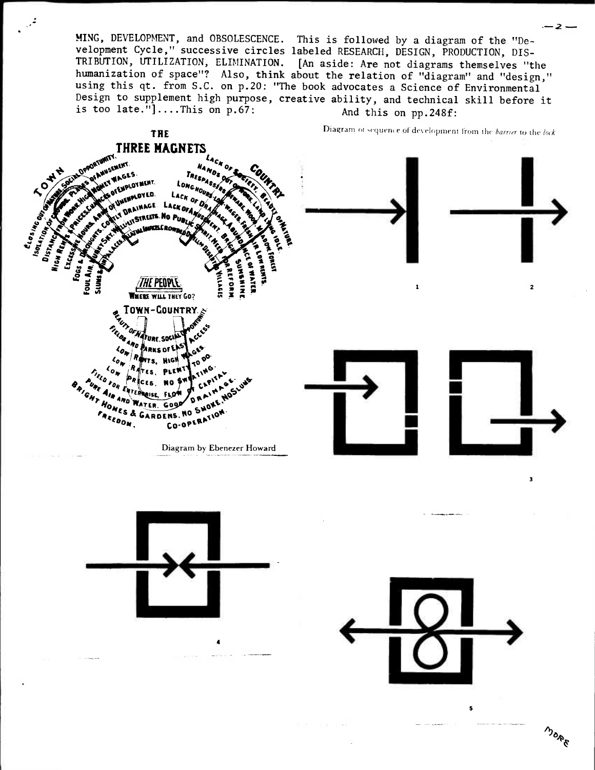MING, DEVELOPMENT, and OBSOLESCENCE. This is followed by a diagram of the "Development Cycle," successive circles labeled RESEARCH, DESIGN, PRODUCTION, DISTRIBUTION, UTILIZATION, ELIMINATION. [An aside: Are not diagrams themselves "the humanization of space"? Also, think about the relation of "diagram" and "design," using this qt. from S.C. on p.20: "The book advocates a Science of Environmental Design to supplement high purpose, creative ability, and technical skill before it is too late."]....This on p.67: And this on pp.248f:

Diagram by Ebenezer Howard

Diagram of sequence of development from the *barrier* to the *lock*

MORE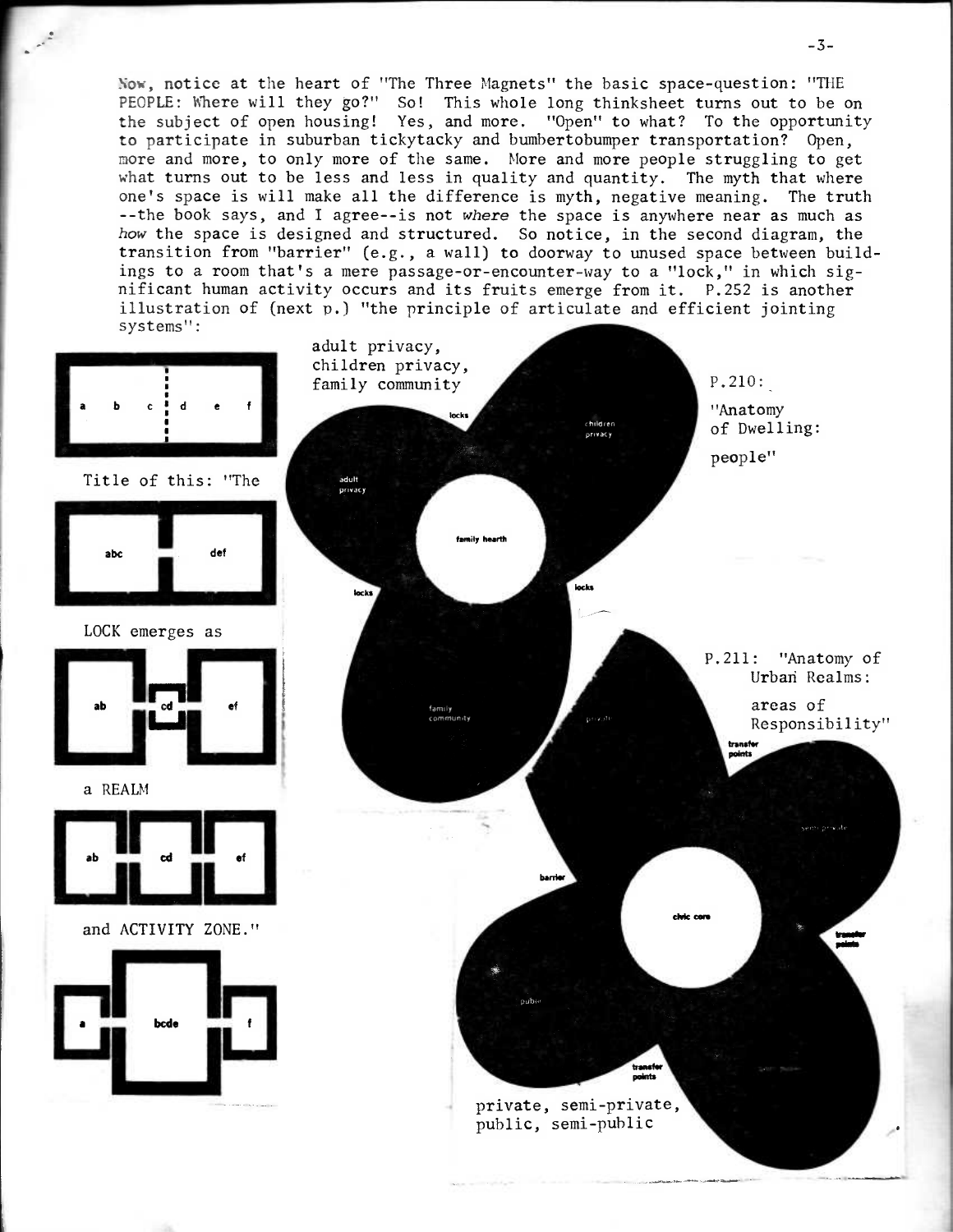Now, notice at the heart of "The Three Magnets" the basic space-question: "THE PEOPLE: Where will they go?" So! This whole long thinksheet turns out to be on the subject of open housing! Yes, and more. "Open" to what? To the opportunity to participate in suburban tickytacky and bumbertobumper transportation? Open, more and more, to only more of the same. More and more people struggling to get what turns out to be less and less in quality and quantity. The myth that where one's space is will make all the difference is myth, negative meaning. The truth --the book says, and I agree--is not *where* the space is anywhere near as much as *how* the space is designed and structured. So notice, in the second diagram, the transition from "barrier" (e.g., a wall) to doorway to unused space between buildings to a room that's a mere passage-or-encounter-way to a "lock," in which significant human activity occurs and its fruits emerge from it. P.252 is another illustration of (next p.) "the principle of articulate and efficient jointing systems":

a b c d e f

Title of this: "The

abc def

LOCK emerges as

ab cd ef

a REALM

ab cd ef

and ACTIVITY ZONE."

a bcde f

adult privacy, children privacy, family community

locks

children privacy

adult privacy

family hearth

locks

locks

family community

P.210: "Anatomy of Dwelling: people"

P.211: "Anatomy of Urban Realms: areas of Responsibility"

private

transfer points

semi-private

barrier

civic core

transfer points

public

transfer points

semi-public

private, semi-private, public, semi-public